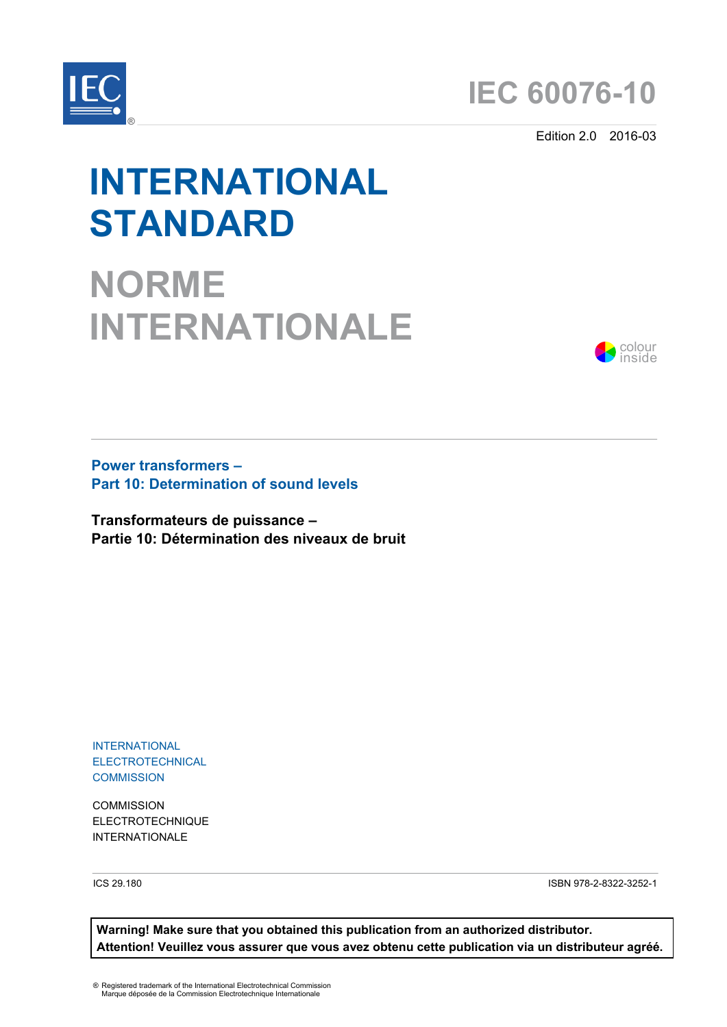IEC®

# IEC 60076-10

Edition 2.0 2016-03

# INTERNATIONAL STANDARD

# NORME INTERNATIONALE

colour inside

## Power transformers –
## Part 10: Determination of sound levels

## Transformateurs de puissance –
## Partie 10: Détermination des niveaux de bruit

INTERNATIONAL
ELECTROTECHNICAL
COMMISSION

COMMISSION
ELECTROTECHNIQUE
INTERNATIONALE

ICS 29.180

ISBN 978-2-8322-3252-1

**Warning! Make sure that you obtained this publication from an authorized distributor.**
**Attention! Veuillez vous assurer que vous avez obtenu cette publication via un distributeur agréé.**

® Registered trademark of the International Electrotechnical Commission
Marque déposée de la Commission Electrotechnique Internationale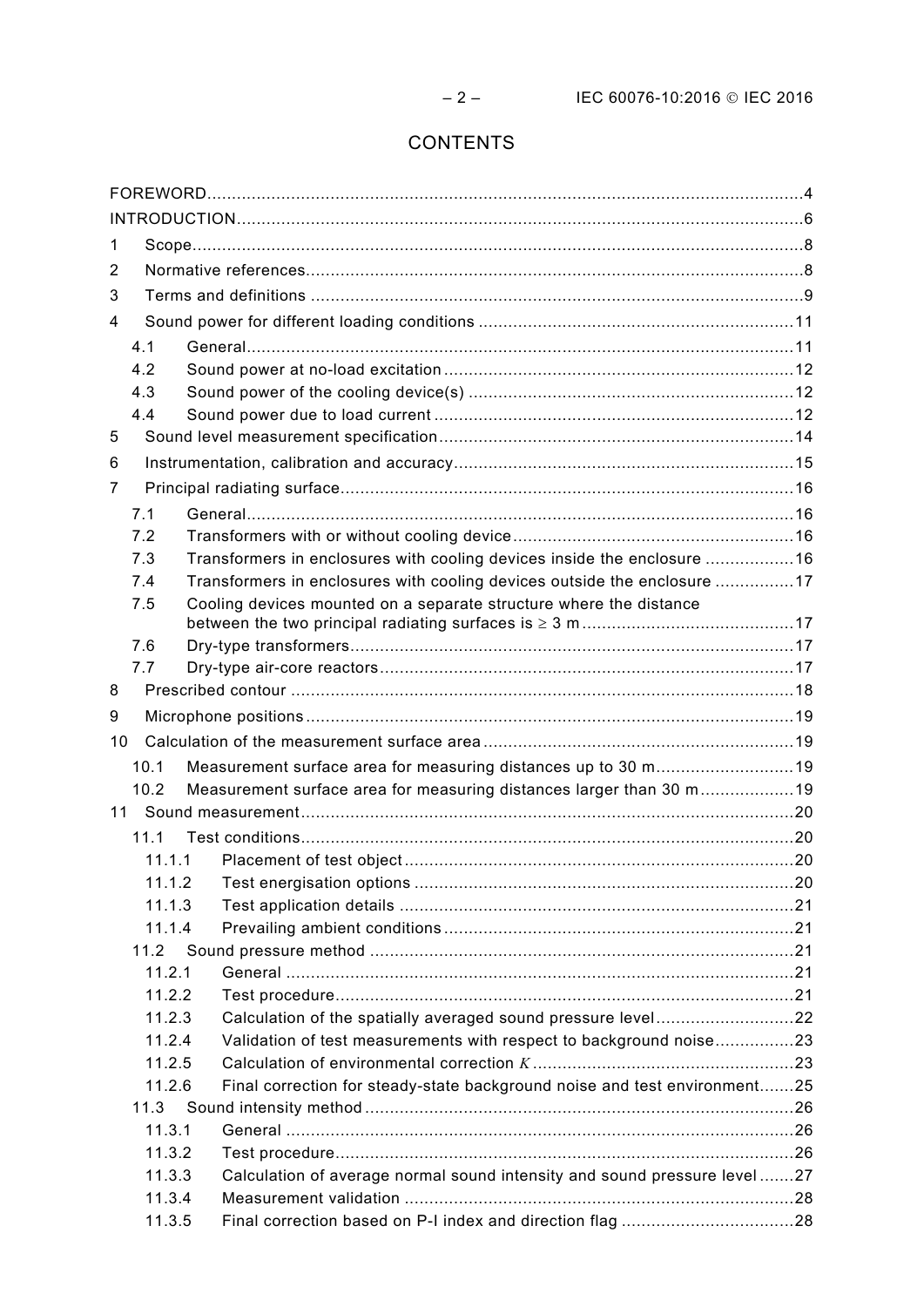# CONTENTS

FOREWORD....................................................................................................................4
INTRODUCTION..............................................................................................................6
1 Scope.......................................................................................................................8
2 Normative references...............................................................................................8
3 Terms and definitions ...............................................................................................9
4 Sound power for different loading conditions ...........................................................11
4.1 General.............................................................................................................11
4.2 Sound power at no-load excitation .......................................................................12
4.3 Sound power of the cooling device(s) ..................................................................12
4.4 Sound power due to load current .........................................................................12
5 Sound level measurement specification....................................................................14
6 Instrumentation, calibration and accuracy.................................................................15
7 Principal radiating surface.......................................................................................16
7.1 General.............................................................................................................16
7.2 Transformers with or without cooling device.........................................................16
7.3 Transformers in enclosures with cooling devices inside the enclosure ..................16
7.4 Transformers in enclosures with cooling devices outside the enclosure ................17
7.5 Cooling devices mounted on a separate structure where the distance between the two principal radiating surfaces is ≥ 3 m ..........................................17
7.6 Dry-type transformers.........................................................................................17
7.7 Dry-type air-core reactors...................................................................................17
8 Prescribed contour ..................................................................................................18
9 Microphone positions...............................................................................................19
10 Calculation of the measurement surface area ...........................................................19
10.1 Measurement surface area for measuring distances up to 30 m............................19
10.2 Measurement surface area for measuring distances larger than 30 m...................19
11 Sound measurement................................................................................................20
11.1 Test conditions...................................................................................................20
11.1.1 Placement of test object..............................................................................20
11.1.2 Test energisation options ............................................................................20
11.1.3 Test application details ...............................................................................21
11.1.4 Prevailing ambient conditions......................................................................21
11.2 Sound pressure method .....................................................................................21
11.2.1 General ......................................................................................................21
11.2.2 Test procedure............................................................................................21
11.2.3 Calculation of the spatially averaged sound pressure level............................22
11.2.4 Validation of test measurements with respect to background noise................23
11.2.5 Calculation of environmental correction $K$....................................................23
11.2.6 Final correction for steady-state background noise and test environment.......25
11.3 Sound intensity method......................................................................................26
11.3.1 General ......................................................................................................26
11.3.2 Test procedure............................................................................................26
11.3.3 Calculation of average normal sound intensity and sound pressure level .......27
11.3.4 Measurement validation ..............................................................................28
11.3.5 Final correction based on P-I index and direction flag ..................................28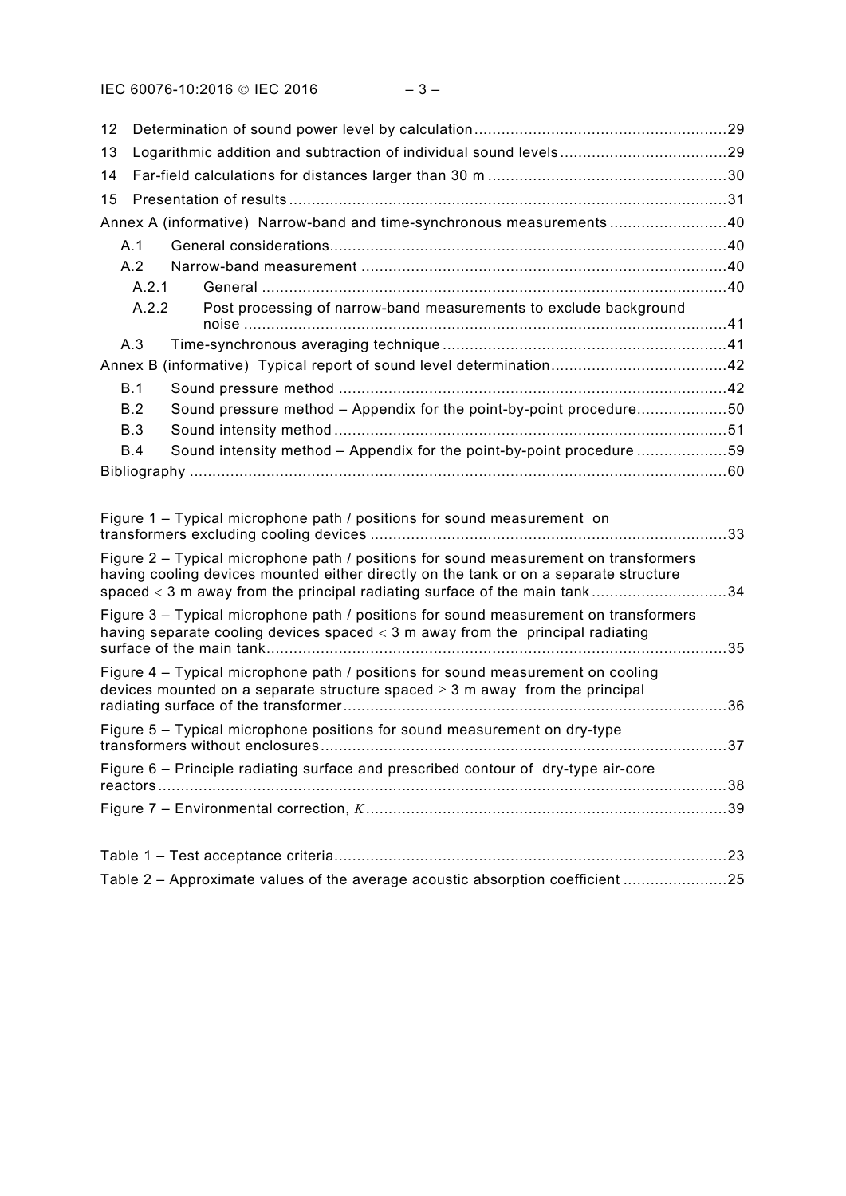12 Determination of sound power level by calculation ........................................................ 29
13 Logarithmic addition and subtraction of individual sound levels ..................................... 29
14 Far-field calculations for distances larger than 30 m ..................................................... 30
15 Presentation of results ................................................................................................. 31
Annex A (informative) Narrow-band and time-synchronous measurements .......................... 40
  A.1 General considerations ........................................................................................ 40
  A.2 Narrow-band measurement ................................................................................. 40
    A.2.1 General ....................................................................................................... 40
    A.2.2 Post processing of narrow-band measurements to exclude background noise ........................................................................................................... 41
  A.3 Time-synchronous averaging technique ............................................................... 41
Annex B (informative) Typical report of sound level determination ....................................... 42
  B.1 Sound pressure method ...................................................................................... 42
  B.2 Sound pressure method – Appendix for the point-by-point procedure .................... 50
  B.3 Sound intensity method ....................................................................................... 51
  B.4 Sound intensity method – Appendix for the point-by-point procedure .................... 59
Bibliography ....................................................................................................................... 60

Figure 1 – Typical microphone path / positions for sound measurement on transformers excluding cooling devices ............................................................................... 33
Figure 2 – Typical microphone path / positions for sound measurement on transformers having cooling devices mounted either directly on the tank or on a separate structure spaced < 3 m away from the principal radiating surface of the main tank .............................. 34
Figure 3 – Typical microphone path / positions for sound measurement on transformers having separate cooling devices spaced < 3 m away from the principal radiating surface of the main tank ...................................................................................................... 35
Figure 4 – Typical microphone path / positions for sound measurement on cooling devices mounted on a separate structure spaced ≥ 3 m away from the principal radiating surface of the transformer ..................................................................................... 36
Figure 5 – Typical microphone positions for sound measurement on dry-type transformers without enclosures .......................................................................................... 37
Figure 6 – Principle radiating surface and prescribed contour of dry-type air-core reactors ............................................................................................................................. 38
Figure 7 – Environmental correction, $K$ ................................................................................ 39

Table 1 – Test acceptance criteria ....................................................................................... 23
Table 2 – Approximate values of the average acoustic absorption coefficient ....................... 25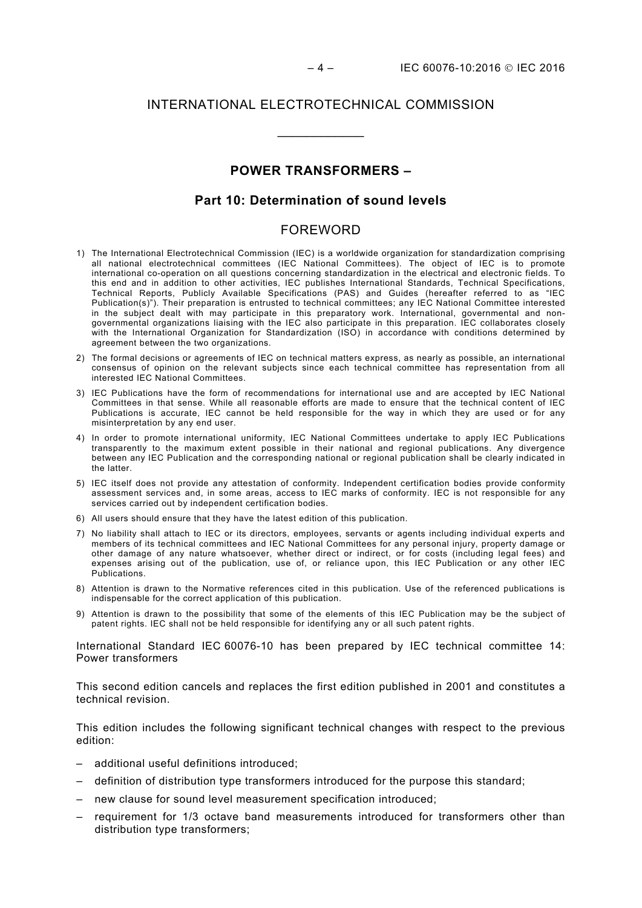INTERNATIONAL ELECTROTECHNICAL COMMISSION

____________

# POWER TRANSFORMERS –

## Part 10: Determination of sound levels

## FOREWORD

1) The International Electrotechnical Commission (IEC) is a worldwide organization for standardization comprising all national electrotechnical committees (IEC National Committees). The object of IEC is to promote international co-operation on all questions concerning standardization in the electrical and electronic fields. To this end and in addition to other activities, IEC publishes International Standards, Technical Specifications, Technical Reports, Publicly Available Specifications (PAS) and Guides (hereafter referred to as "IEC Publication(s)"). Their preparation is entrusted to technical committees; any IEC National Committee interested in the subject dealt with may participate in this preparatory work. International, governmental and non-governmental organizations liaising with the IEC also participate in this preparation. IEC collaborates closely with the International Organization for Standardization (ISO) in accordance with conditions determined by agreement between the two organizations.

2) The formal decisions or agreements of IEC on technical matters express, as nearly as possible, an international consensus of opinion on the relevant subjects since each technical committee has representation from all interested IEC National Committees.

3) IEC Publications have the form of recommendations for international use and are accepted by IEC National Committees in that sense. While all reasonable efforts are made to ensure that the technical content of IEC Publications is accurate, IEC cannot be held responsible for the way in which they are used or for any misinterpretation by any end user.

4) In order to promote international uniformity, IEC National Committees undertake to apply IEC Publications transparently to the maximum extent possible in their national and regional publications. Any divergence between any IEC Publication and the corresponding national or regional publication shall be clearly indicated in the latter.

5) IEC itself does not provide any attestation of conformity. Independent certification bodies provide conformity assessment services and, in some areas, access to IEC marks of conformity. IEC is not responsible for any services carried out by independent certification bodies.

6) All users should ensure that they have the latest edition of this publication.

7) No liability shall attach to IEC or its directors, employees, servants or agents including individual experts and members of its technical committees and IEC National Committees for any personal injury, property damage or other damage of any nature whatsoever, whether direct or indirect, or for costs (including legal fees) and expenses arising out of the publication, use of, or reliance upon, this IEC Publication or any other IEC Publications.

8) Attention is drawn to the Normative references cited in this publication. Use of the referenced publications is indispensable for the correct application of this publication.

9) Attention is drawn to the possibility that some of the elements of this IEC Publication may be the subject of patent rights. IEC shall not be held responsible for identifying any or all such patent rights.

International Standard IEC 60076-10 has been prepared by IEC technical committee 14: Power transformers

This second edition cancels and replaces the first edition published in 2001 and constitutes a technical revision.

This edition includes the following significant technical changes with respect to the previous edition:

– additional useful definitions introduced;
– definition of distribution type transformers introduced for the purpose this standard;
– new clause for sound level measurement specification introduced;
– requirement for 1/3 octave band measurements introduced for transformers other than distribution type transformers;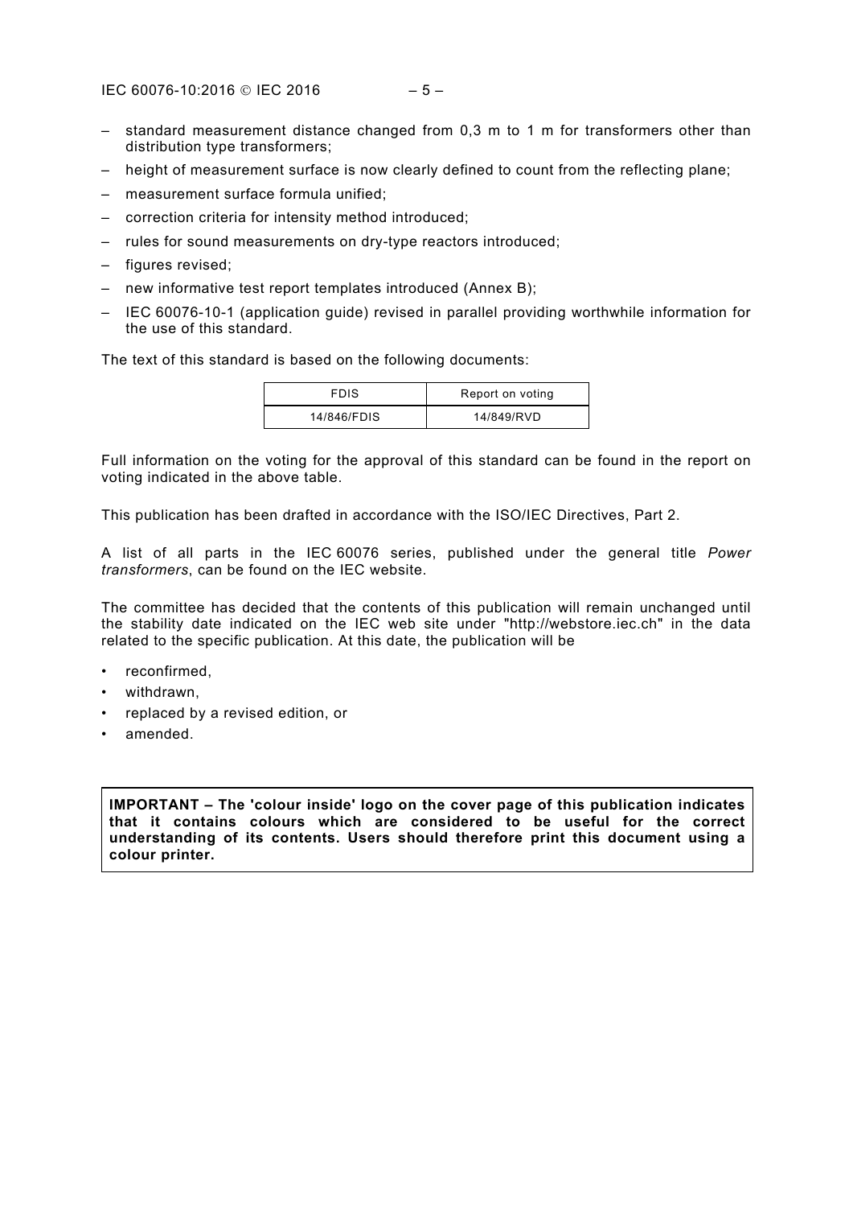- standard measurement distance changed from 0,3 m to 1 m for transformers other than distribution type transformers;
- height of measurement surface is now clearly defined to count from the reflecting plane;
- measurement surface formula unified;
- correction criteria for intensity method introduced;
- rules for sound measurements on dry-type reactors introduced;
- figures revised;
- new informative test report templates introduced (Annex B);
- IEC 60076-10-1 (application guide) revised in parallel providing worthwhile information for the use of this standard.

The text of this standard is based on the following documents:

| FDIS | Report on voting |
| --- | --- |
| 14/846/FDIS | 14/849/RVD |

Full information on the voting for the approval of this standard can be found in the report on voting indicated in the above table.

This publication has been drafted in accordance with the ISO/IEC Directives, Part 2.

A list of all parts in the IEC 60076 series, published under the general title *Power transformers*, can be found on the IEC website.

The committee has decided that the contents of this publication will remain unchanged until the stability date indicated on the IEC web site under "http://webstore.iec.ch" in the data related to the specific publication. At this date, the publication will be

- reconfirmed,
- withdrawn,
- replaced by a revised edition, or
- amended.

**IMPORTANT – The 'colour inside' logo on the cover page of this publication indicates that it contains colours which are considered to be useful for the correct understanding of its contents. Users should therefore print this document using a colour printer.**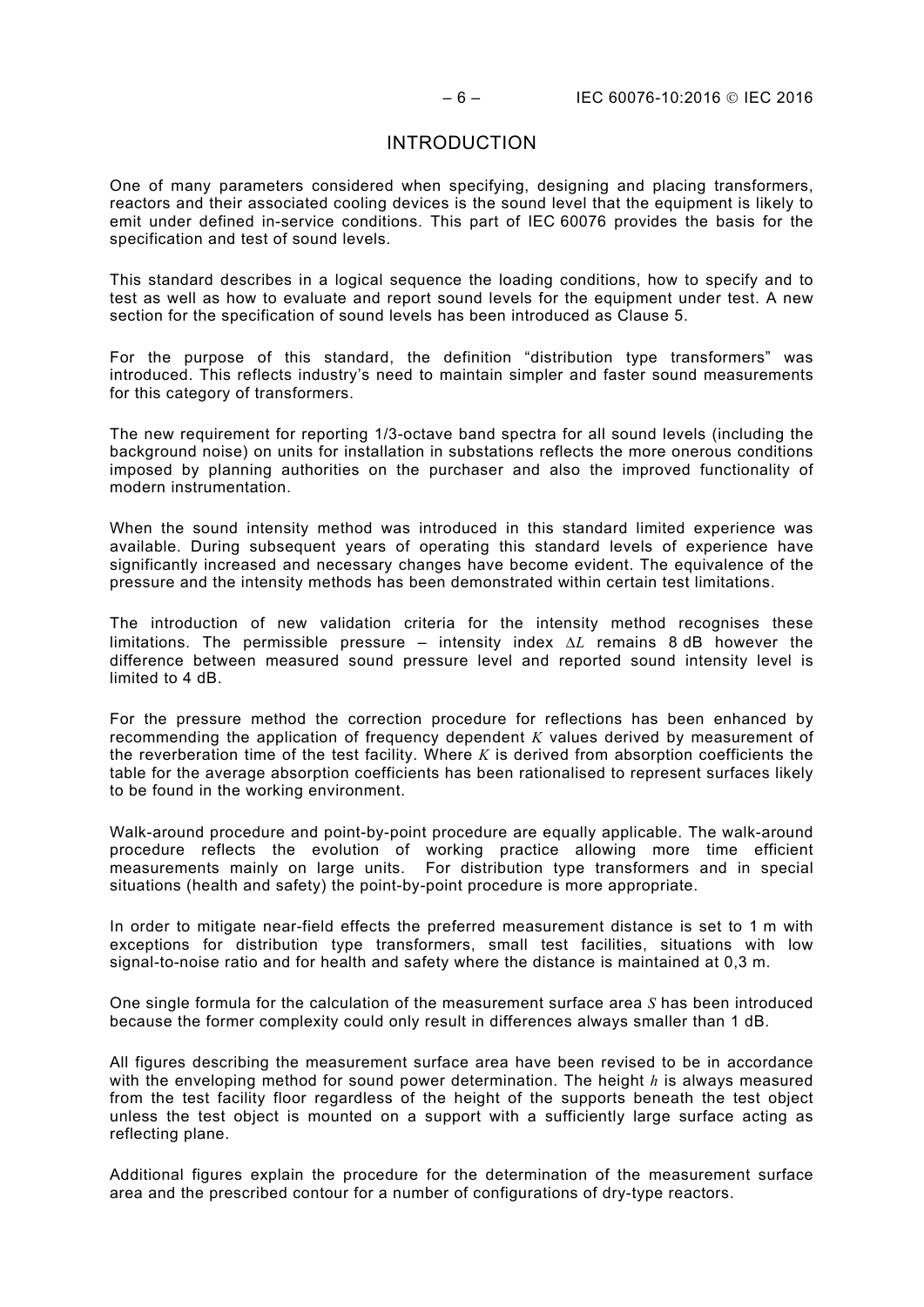# INTRODUCTION

One of many parameters considered when specifying, designing and placing transformers, reactors and their associated cooling devices is the sound level that the equipment is likely to emit under defined in-service conditions. This part of IEC 60076 provides the basis for the specification and test of sound levels.

This standard describes in a logical sequence the loading conditions, how to specify and to test as well as how to evaluate and report sound levels for the equipment under test. A new section for the specification of sound levels has been introduced as Clause 5.

For the purpose of this standard, the definition "distribution type transformers" was introduced. This reflects industry's need to maintain simpler and faster sound measurements for this category of transformers.

The new requirement for reporting 1/3-octave band spectra for all sound levels (including the background noise) on units for installation in substations reflects the more onerous conditions imposed by planning authorities on the purchaser and also the improved functionality of modern instrumentation.

When the sound intensity method was introduced in this standard limited experience was available. During subsequent years of operating this standard levels of experience have significantly increased and necessary changes have become evident. The equivalence of the pressure and the intensity methods has been demonstrated within certain test limitations.

The introduction of new validation criteria for the intensity method recognises these limitations. The permissible pressure – intensity index $\Delta L$ remains 8 dB however the difference between measured sound pressure level and reported sound intensity level is limited to 4 dB.

For the pressure method the correction procedure for reflections has been enhanced by recommending the application of frequency dependent $K$ values derived by measurement of the reverberation time of the test facility. Where $K$ is derived from absorption coefficients the table for the average absorption coefficients has been rationalised to represent surfaces likely to be found in the working environment.

Walk-around procedure and point-by-point procedure are equally applicable. The walk-around procedure reflects the evolution of working practice allowing more time efficient measurements mainly on large units. For distribution type transformers and in special situations (health and safety) the point-by-point procedure is more appropriate.

In order to mitigate near-field effects the preferred measurement distance is set to 1 m with exceptions for distribution type transformers, small test facilities, situations with low signal-to-noise ratio and for health and safety where the distance is maintained at 0,3 m.

One single formula for the calculation of the measurement surface area $S$ has been introduced because the former complexity could only result in differences always smaller than 1 dB.

All figures describing the measurement surface area have been revised to be in accordance with the enveloping method for sound power determination. The height $h$ is always measured from the test facility floor regardless of the height of the supports beneath the test object unless the test object is mounted on a support with a sufficiently large surface acting as reflecting plane.

Additional figures explain the procedure for the determination of the measurement surface area and the prescribed contour for a number of configurations of dry-type reactors.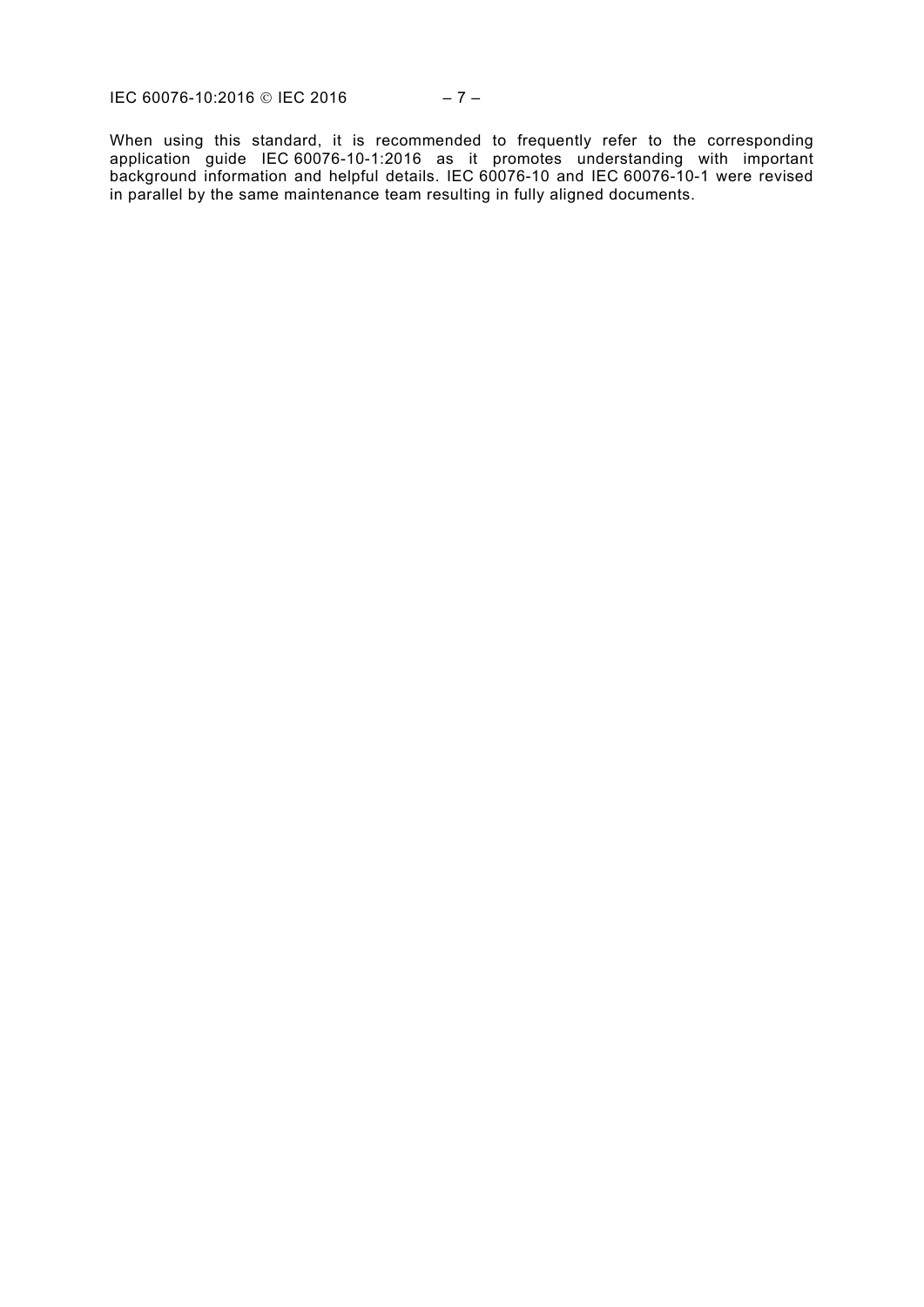When using this standard, it is recommended to frequently refer to the corresponding application guide IEC 60076-10-1:2016 as it promotes understanding with important background information and helpful details. IEC 60076-10 and IEC 60076-10-1 were revised in parallel by the same maintenance team resulting in fully aligned documents.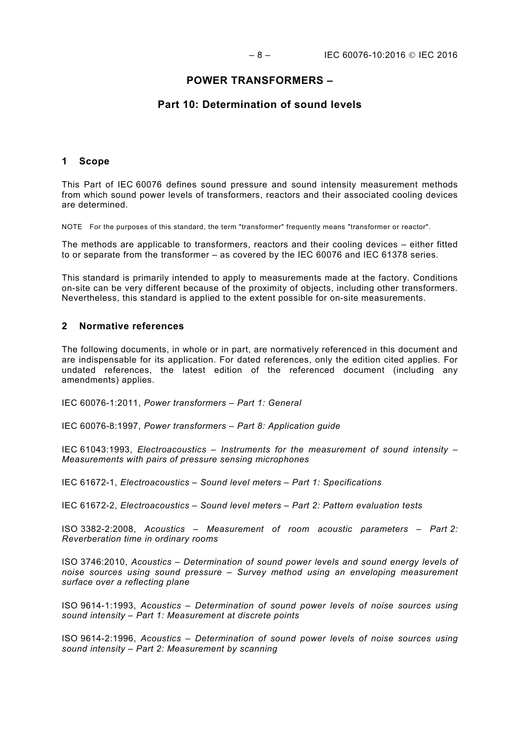# POWER TRANSFORMERS –

## Part 10: Determination of sound levels

## 1 Scope

This Part of IEC 60076 defines sound pressure and sound intensity measurement methods from which sound power levels of transformers, reactors and their associated cooling devices are determined.

NOTE For the purposes of this standard, the term "transformer" frequently means "transformer or reactor".

The methods are applicable to transformers, reactors and their cooling devices – either fitted to or separate from the transformer – as covered by the IEC 60076 and IEC 61378 series.

This standard is primarily intended to apply to measurements made at the factory. Conditions on-site can be very different because of the proximity of objects, including other transformers. Nevertheless, this standard is applied to the extent possible for on-site measurements.

## 2 Normative references

The following documents, in whole or in part, are normatively referenced in this document and are indispensable for its application. For dated references, only the edition cited applies. For undated references, the latest edition of the referenced document (including any amendments) applies.

IEC 60076-1:2011, *Power transformers – Part 1: General*

IEC 60076-8:1997, *Power transformers – Part 8: Application guide*

IEC 61043:1993, *Electroacoustics – Instruments for the measurement of sound intensity – Measurements with pairs of pressure sensing microphones*

IEC 61672-1, *Electroacoustics – Sound level meters – Part 1: Specifications*

IEC 61672-2, *Electroacoustics – Sound level meters – Part 2: Pattern evaluation tests*

ISO 3382-2:2008, *Acoustics – Measurement of room acoustic parameters – Part 2: Reverberation time in ordinary rooms*

ISO 3746:2010, *Acoustics – Determination of sound power levels and sound energy levels of noise sources using sound pressure – Survey method using an enveloping measurement surface over a reflecting plane*

ISO 9614-1:1993, *Acoustics – Determination of sound power levels of noise sources using sound intensity – Part 1: Measurement at discrete points*

ISO 9614-2:1996, *Acoustics – Determination of sound power levels of noise sources using sound intensity – Part 2: Measurement by scanning*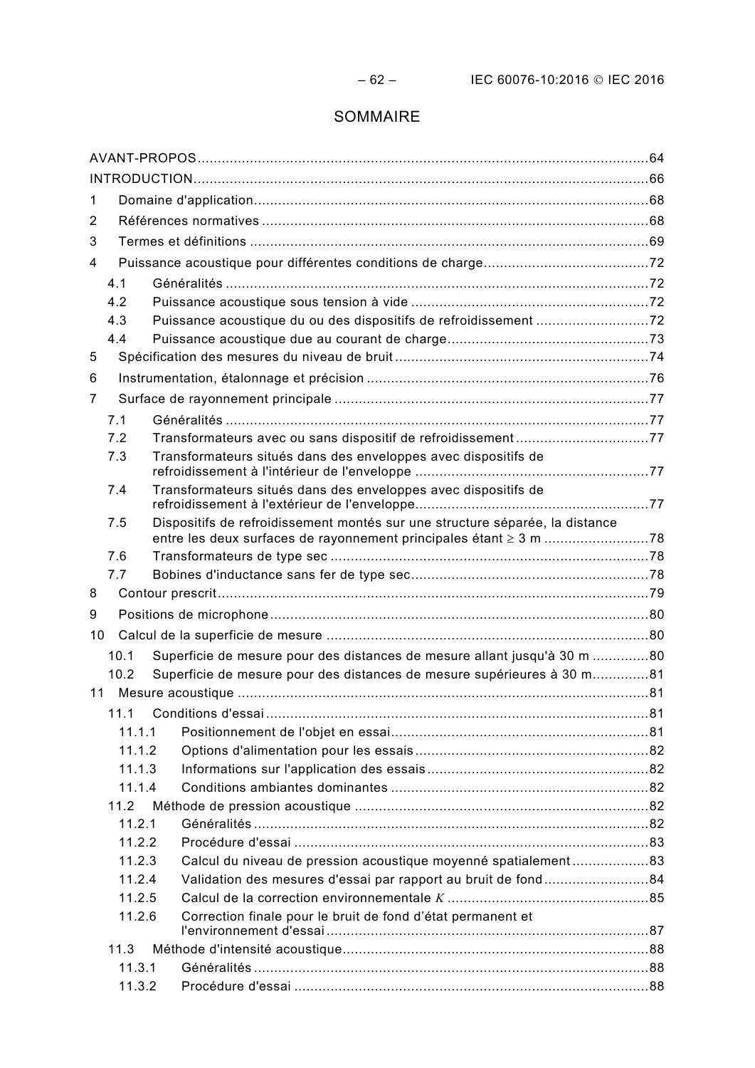# SOMMAIRE

AVANT-PROPOS ....................................................................................................... 64
INTRODUCTION ..................................................................................................... 66
1 Domaine d'application ........................................................................................ 68
2 Références normatives ....................................................................................... 68
3 Termes et définitions ......................................................................................... 69
4 Puissance acoustique pour différentes conditions de charge ........................................ 72
  4.1 Généralités ................................................................................................ 72
  4.2 Puissance acoustique sous tension à vide ........................................................ 72
  4.3 Puissance acoustique du ou des dispositifs de refroidissement ............................. 72
  4.4 Puissance acoustique due au courant de charge ................................................. 73
5 Spécification des mesures du niveau de bruit ........................................................ 74
6 Instrumentation, étalonnage et précision ............................................................... 76
7 Surface de rayonnement principale ...................................................................... 77
  7.1 Généralités ................................................................................................ 77
  7.2 Transformateurs avec ou sans dispositif de refroidissement .................................. 77
  7.3 Transformateurs situés dans des enveloppes avec dispositifs de refroidissement à l'intérieur de l'enveloppe ........................................................... 77
  7.4 Transformateurs situés dans des enveloppes avec dispositifs de refroidissement à l'extérieur de l'enveloppe ........................................................... 77
  7.5 Dispositifs de refroidissement montés sur une structure séparée, la distance entre les deux surfaces de rayonnement principales étant ≥ 3 m ........................... 78
  7.6 Transformateurs de type sec ........................................................................ 78
  7.7 Bobines d'inductance sans fer de type sec ........................................................ 78
8 Contour prescrit ................................................................................................ 79
9 Positions de microphone ..................................................................................... 80
10 Calcul de la superficie de mesure ........................................................................ 80
  10.1 Superficie de mesure pour des distances de mesure allant jusqu'à 30 m ............... 80
  10.2 Superficie de mesure pour des distances de mesure supérieures à 30 m ................ 81
11 Mesure acoustique ............................................................................................ 81
  11.1 Conditions d'essai ..................................................................................... 81
    11.1.1 Positionnement de l'objet en essai ......................................................... 81
    11.1.2 Options d'alimentation pour les essais .................................................... 82
    11.1.3 Informations sur l'application des essais ................................................ 82
    11.1.4 Conditions ambiantes dominantes .......................................................... 82
  11.2 Méthode de pression acoustique ................................................................... 82
    11.2.1 Généralités ......................................................................................... 82
    11.2.2 Procédure d'essai ................................................................................ 83
    11.2.3 Calcul du niveau de pression acoustique moyenné spatialement .................... 83
    11.2.4 Validation des mesures d'essai par rapport au bruit de fond .......................... 84
    11.2.5 Calcul de la correction environnementale $K$ ............................................ 85
    11.2.6 Correction finale pour le bruit de fond d'état permanent et l'environnement d'essai ......................................................................... 87
  11.3 Méthode d'intensité acoustique .................................................................... 88
    11.3.1 Généralités ......................................................................................... 88
    11.3.2 Procédure d'essai ................................................................................ 88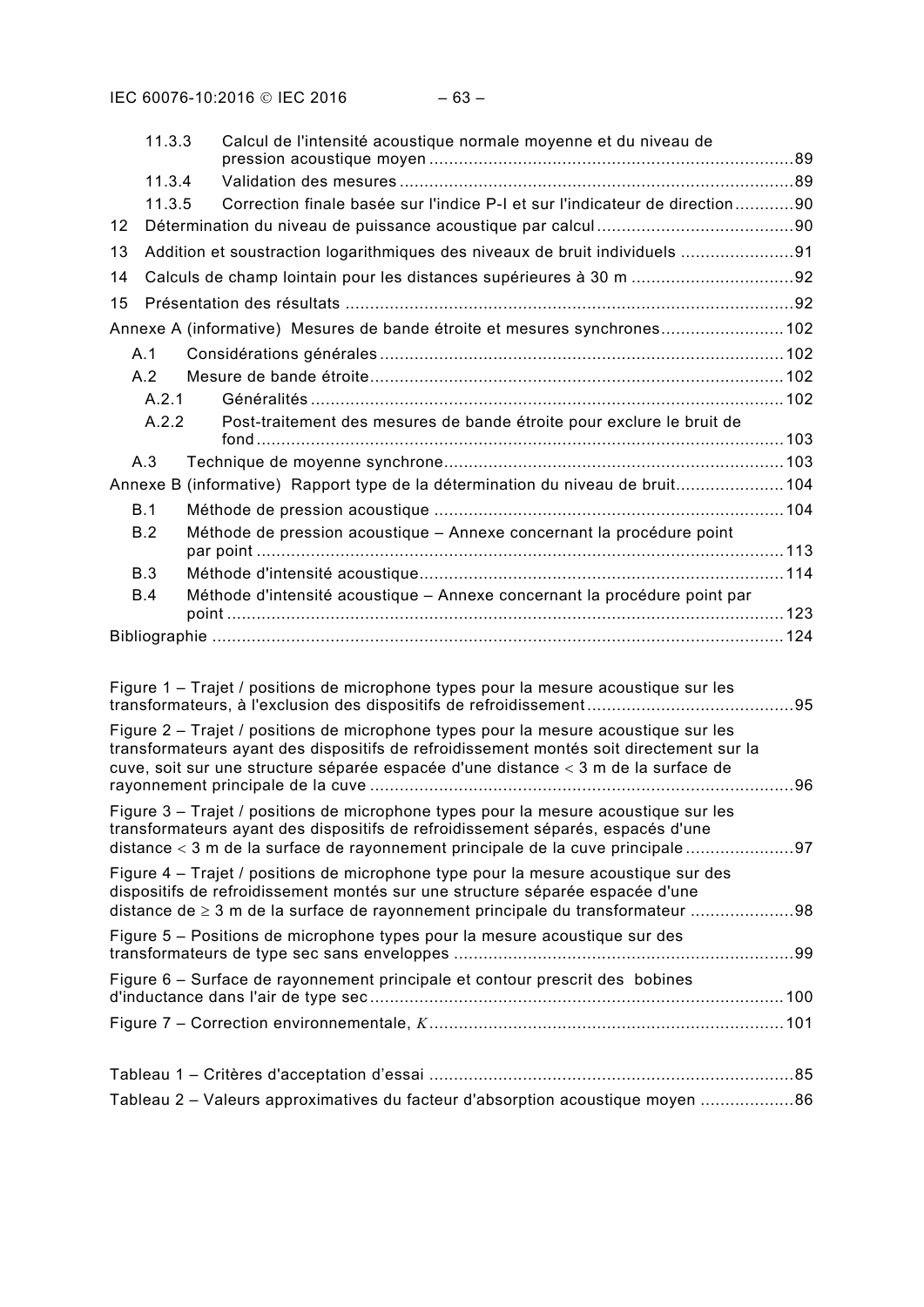11.3.3 Calcul de l'intensité acoustique normale moyenne et du niveau de pression acoustique moyen ........................................................................89
11.3.4 Validation des mesures ...............................................................................89
11.3.5 Correction finale basée sur l'indice P-I et sur l'indicateur de direction............90
12 Détermination du niveau de puissance acoustique par calcul ........................................90
13 Addition et soustraction logarithmiques des niveaux de bruit individuels .......................91
14 Calculs de champ lointain pour les distances supérieures à 30 m ................................92
15 Présentation des résultats ..........................................................................................92
Annexe A (informative) Mesures de bande étroite et mesures synchrones.........................102
A.1 Considérations générales ................................................................................102
A.2 Mesure de bande étroite..................................................................................102
A.2.1 Généralités ...............................................................................................102
A.2.2 Post-traitement des mesures de bande étroite pour exclure le bruit de fond ..........................................................................................................103
A.3 Technique de moyenne synchrone....................................................................103
Annexe B (informative) Rapport type de la détermination du niveau de bruit......................104
B.1 Méthode de pression acoustique ......................................................................104
B.2 Méthode de pression acoustique – Annexe concernant la procédure point par point ..........................................................................................................113
B.3 Méthode d'intensité acoustique.........................................................................114
B.4 Méthode d'intensité acoustique – Annexe concernant la procédure point par point ................................................................................................................123
Bibliographie ...................................................................................................................124

Figure 1 – Trajet / positions de microphone types pour la mesure acoustique sur les transformateurs, à l'exclusion des dispositifs de refroidissement .........................................95
Figure 2 – Trajet / positions de microphone types pour la mesure acoustique sur les transformateurs ayant des dispositifs de refroidissement montés soit directement sur la cuve, soit sur une structure séparée espacée d'une distance $<$ 3 m de la surface de rayonnement principale de la cuve .....................................................................................96
Figure 3 – Trajet / positions de microphone types pour la mesure acoustique sur les transformateurs ayant des dispositifs de refroidissement séparés, espacés d'une distance $<$ 3 m de la surface de rayonnement principale de la cuve principale ......................97
Figure 4 – Trajet / positions de microphone type pour la mesure acoustique sur des dispositifs de refroidissement montés sur une structure séparée espacée d'une distance de $\geq$ 3 m de la surface de rayonnement principale du transformateur .....................98
Figure 5 – Positions de microphone types pour la mesure acoustique sur des transformateurs de type sec sans enveloppes ....................................................................99
Figure 6 – Surface de rayonnement principale et contour prescrit des bobines d'inductance dans l'air de type sec ...................................................................................100
Figure 7 – Correction environnementale, $K$ .......................................................................101

Tableau 1 – Critères d'acceptation d’essai .........................................................................85
Tableau 2 – Valeurs approximatives du facteur d'absorption acoustique moyen ...................86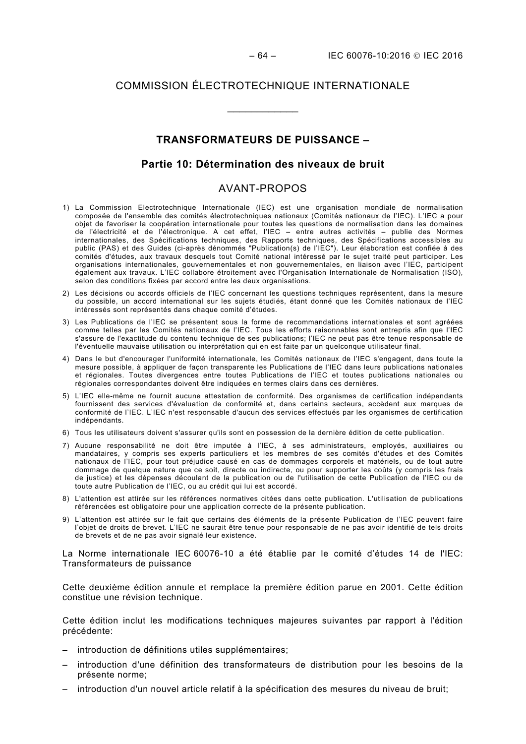# COMMISSION ÉLECTROTECHNIQUE INTERNATIONALE

____________

## TRANSFORMATEURS DE PUISSANCE –

## Partie 10: Détermination des niveaux de bruit

## AVANT-PROPOS

1) La Commission Electrotechnique Internationale (IEC) est une organisation mondiale de normalisation composée de l'ensemble des comités électrotechniques nationaux (Comités nationaux de l'IEC). L'IEC a pour objet de favoriser la coopération internationale pour toutes les questions de normalisation dans les domaines de l'électricité et de l'électronique. A cet effet, l'IEC – entre autres activités – publie des Normes internationales, des Spécifications techniques, des Rapports techniques, des Spécifications accessibles au public (PAS) et des Guides (ci-après dénommés "Publication(s) de l'IEC"). Leur élaboration est confiée à des comités d'études, aux travaux desquels tout Comité national intéressé par le sujet traité peut participer. Les organisations internationales, gouvernementales et non gouvernementales, en liaison avec l'IEC, participent également aux travaux. L'IEC collabore étroitement avec l'Organisation Internationale de Normalisation (ISO), selon des conditions fixées par accord entre les deux organisations.
2) Les décisions ou accords officiels de l'IEC concernant les questions techniques représentent, dans la mesure du possible, un accord international sur les sujets étudiés, étant donné que les Comités nationaux de l'IEC intéressés sont représentés dans chaque comité d'études.
3) Les Publications de l'IEC se présentent sous la forme de recommandations internationales et sont agréées comme telles par les Comités nationaux de l'IEC. Tous les efforts raisonnables sont entrepris afin que l'IEC s'assure de l'exactitude du contenu technique de ses publications; l'IEC ne peut pas être tenue responsable de l'éventuelle mauvaise utilisation ou interprétation qui en est faite par un quelconque utilisateur final.
4) Dans le but d'encourager l'uniformité internationale, les Comités nationaux de l'IEC s'engagent, dans toute la mesure possible, à appliquer de façon transparente les Publications de l'IEC dans leurs publications nationales et régionales. Toutes divergences entre toutes Publications de l'IEC et toutes publications nationales ou régionales correspondantes doivent être indiquées en termes clairs dans ces dernières.
5) L'IEC elle-même ne fournit aucune attestation de conformité. Des organismes de certification indépendants fournissent des services d'évaluation de conformité et, dans certains secteurs, accèdent aux marques de conformité de l'IEC. L'IEC n'est responsable d'aucun des services effectués par les organismes de certification indépendants.
6) Tous les utilisateurs doivent s'assurer qu'ils sont en possession de la dernière édition de cette publication.
7) Aucune responsabilité ne doit être imputée à l'IEC, à ses administrateurs, employés, auxiliaires ou mandataires, y compris ses experts particuliers et les membres de ses comités d'études et des Comités nationaux de l'IEC, pour tout préjudice causé en cas de dommages corporels et matériels, ou de tout autre dommage de quelque nature que ce soit, directe ou indirecte, ou pour supporter les coûts (y compris les frais de justice) et les dépenses découlant de la publication ou de l'utilisation de cette Publication de l'IEC ou de toute autre Publication de l'IEC, ou au crédit qui lui est accordé.
8) L'attention est attirée sur les références normatives citées dans cette publication. L'utilisation de publications référencées est obligatoire pour une application correcte de la présente publication.
9) L'attention est attirée sur le fait que certains des éléments de la présente Publication de l'IEC peuvent faire l'objet de droits de brevet. L'IEC ne saurait être tenue pour responsable de ne pas avoir identifié de tels droits de brevets et de ne pas avoir signalé leur existence.

La Norme internationale IEC 60076-10 a été établie par le comité d'études 14 de l'IEC: Transformateurs de puissance

Cette deuxième édition annule et remplace la première édition parue en 2001. Cette édition constitue une révision technique.

Cette édition inclut les modifications techniques majeures suivantes par rapport à l'édition précédente:

– introduction de définitions utiles supplémentaires;
– introduction d'une définition des transformateurs de distribution pour les besoins de la présente norme;
– introduction d'un nouvel article relatif à la spécification des mesures du niveau de bruit;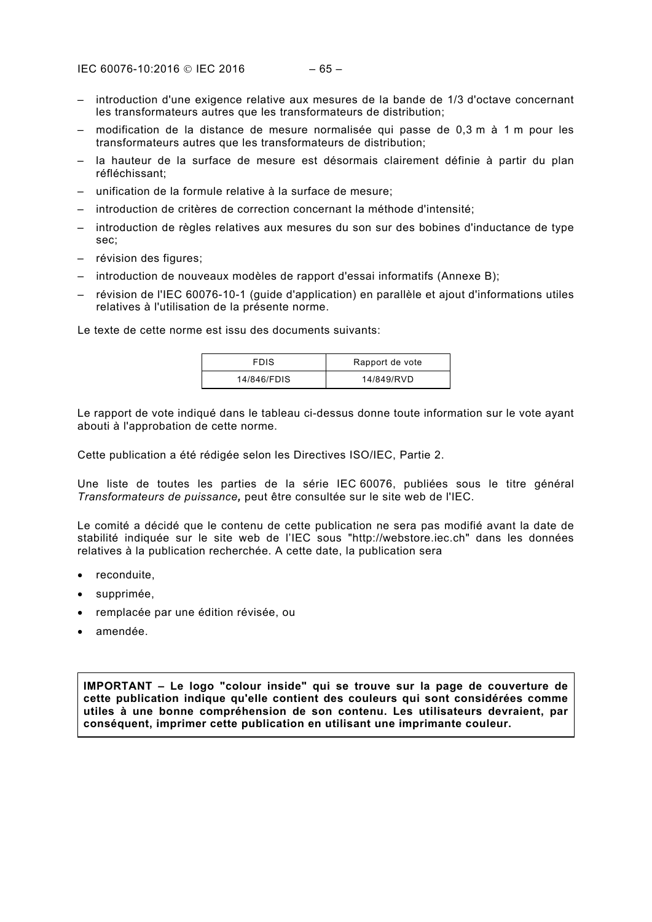- introduction d'une exigence relative aux mesures de la bande de 1/3 d'octave concernant les transformateurs autres que les transformateurs de distribution;
- modification de la distance de mesure normalisée qui passe de 0,3 m à 1 m pour les transformateurs autres que les transformateurs de distribution;
- la hauteur de la surface de mesure est désormais clairement définie à partir du plan réfléchissant;
- unification de la formule relative à la surface de mesure;
- introduction de critères de correction concernant la méthode d'intensité;
- introduction de règles relatives aux mesures du son sur des bobines d'inductance de type sec;
- révision des figures;
- introduction de nouveaux modèles de rapport d'essai informatifs (Annexe B);
- révision de l'IEC 60076-10-1 (guide d'application) en parallèle et ajout d'informations utiles relatives à l'utilisation de la présente norme.

Le texte de cette norme est issu des documents suivants:

| FDIS | Rapport de vote |
|---|---|
| 14/846/FDIS | 14/849/RVD |

Le rapport de vote indiqué dans le tableau ci-dessus donne toute information sur le vote ayant abouti à l'approbation de cette norme.

Cette publication a été rédigée selon les Directives ISO/IEC, Partie 2.

Une liste de toutes les parties de la série IEC 60076, publiées sous le titre général *Transformateurs de puissance,* peut être consultée sur le site web de l'IEC.

Le comité a décidé que le contenu de cette publication ne sera pas modifié avant la date de stabilité indiquée sur le site web de l'IEC sous "http://webstore.iec.ch" dans les données relatives à la publication recherchée. A cette date, la publication sera

- reconduite,
- supprimée,
- remplacée par une édition révisée, ou
- amendée.

**IMPORTANT – Le logo "colour inside" qui se trouve sur la page de couverture de cette publication indique qu'elle contient des couleurs qui sont considérées comme utiles à une bonne compréhension de son contenu. Les utilisateurs devraient, par conséquent, imprimer cette publication en utilisant une imprimante couleur.**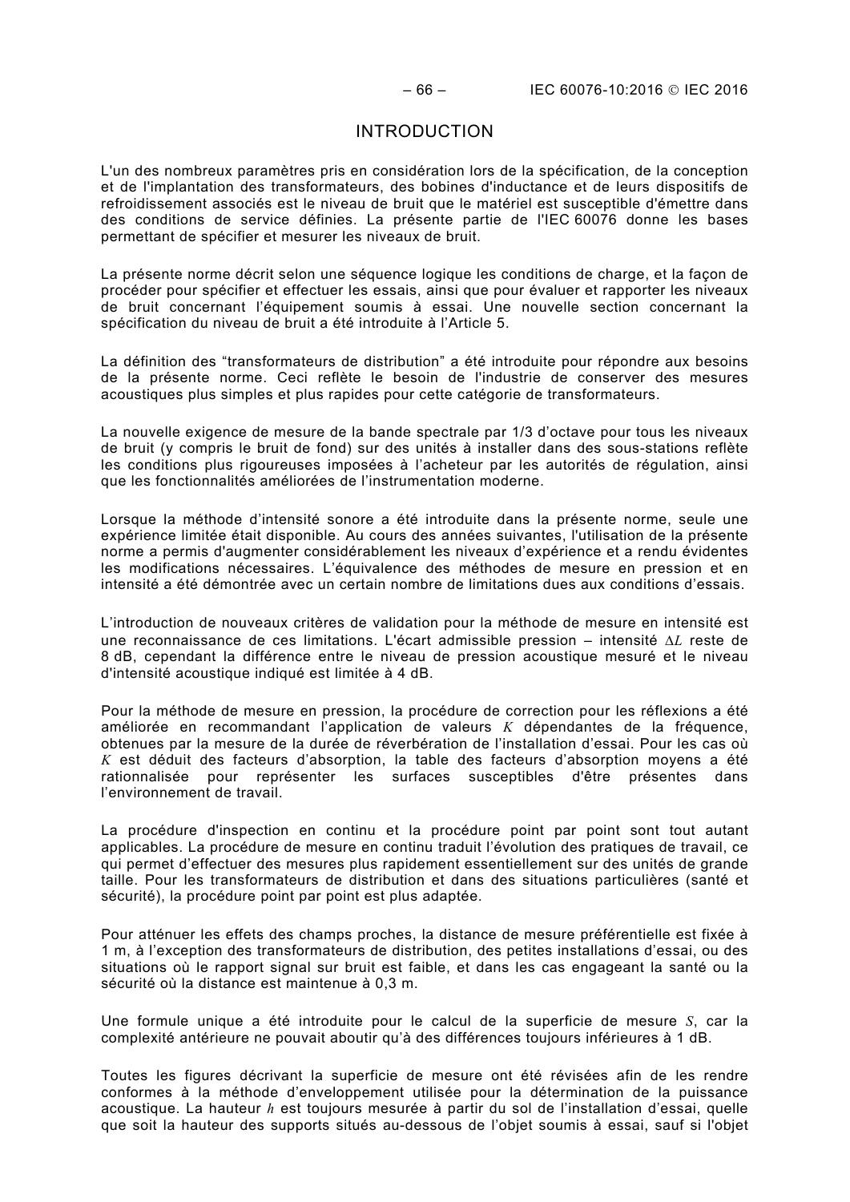# INTRODUCTION

L'un des nombreux paramètres pris en considération lors de la spécification, de la conception et de l'implantation des transformateurs, des bobines d'inductance et de leurs dispositifs de refroidissement associés est le niveau de bruit que le matériel est susceptible d'émettre dans des conditions de service définies. La présente partie de l'IEC 60076 donne les bases permettant de spécifier et mesurer les niveaux de bruit.

La présente norme décrit selon une séquence logique les conditions de charge, et la façon de procéder pour spécifier et effectuer les essais, ainsi que pour évaluer et rapporter les niveaux de bruit concernant l'équipement soumis à essai. Une nouvelle section concernant la spécification du niveau de bruit a été introduite à l'Article 5.

La définition des "transformateurs de distribution" a été introduite pour répondre aux besoins de la présente norme. Ceci reflète le besoin de l'industrie de conserver des mesures acoustiques plus simples et plus rapides pour cette catégorie de transformateurs.

La nouvelle exigence de mesure de la bande spectrale par 1/3 d'octave pour tous les niveaux de bruit (y compris le bruit de fond) sur des unités à installer dans des sous-stations reflète les conditions plus rigoureuses imposées à l'acheteur par les autorités de régulation, ainsi que les fonctionnalités améliorées de l'instrumentation moderne.

Lorsque la méthode d'intensité sonore a été introduite dans la présente norme, seule une expérience limitée était disponible. Au cours des années suivantes, l'utilisation de la présente norme a permis d'augmenter considérablement les niveaux d'expérience et a rendu évidentes les modifications nécessaires. L'équivalence des méthodes de mesure en pression et en intensité a été démontrée avec un certain nombre de limitations dues aux conditions d'essais.

L'introduction de nouveaux critères de validation pour la méthode de mesure en intensité est une reconnaissance de ces limitations. L'écart admissible pression – intensité $\Delta L$ reste de 8 dB, cependant la différence entre le niveau de pression acoustique mesuré et le niveau d'intensité acoustique indiqué est limitée à 4 dB.

Pour la méthode de mesure en pression, la procédure de correction pour les réflexions a été améliorée en recommandant l'application de valeurs $K$ dépendantes de la fréquence, obtenues par la mesure de la durée de réverbération de l'installation d'essai. Pour les cas où $K$ est déduit des facteurs d'absorption, la table des facteurs d'absorption moyens a été rationnalisée pour représenter les surfaces susceptibles d'être présentes dans l'environnement de travail.

La procédure d'inspection en continu et la procédure point par point sont tout autant applicables. La procédure de mesure en continu traduit l'évolution des pratiques de travail, ce qui permet d'effectuer des mesures plus rapidement essentiellement sur des unités de grande taille. Pour les transformateurs de distribution et dans des situations particulières (santé et sécurité), la procédure point par point est plus adaptée.

Pour atténuer les effets des champs proches, la distance de mesure préférentielle est fixée à 1 m, à l'exception des transformateurs de distribution, des petites installations d'essai, ou des situations où le rapport signal sur bruit est faible, et dans les cas engageant la santé ou la sécurité où la distance est maintenue à 0,3 m.

Une formule unique a été introduite pour le calcul de la superficie de mesure $S$, car la complexité antérieure ne pouvait aboutir qu'à des différences toujours inférieures à 1 dB.

Toutes les figures décrivant la superficie de mesure ont été révisées afin de les rendre conformes à la méthode d'enveloppement utilisée pour la détermination de la puissance acoustique. La hauteur $h$ est toujours mesurée à partir du sol de l'installation d'essai, quelle que soit la hauteur des supports situés au-dessous de l'objet soumis à essai, sauf si l'objet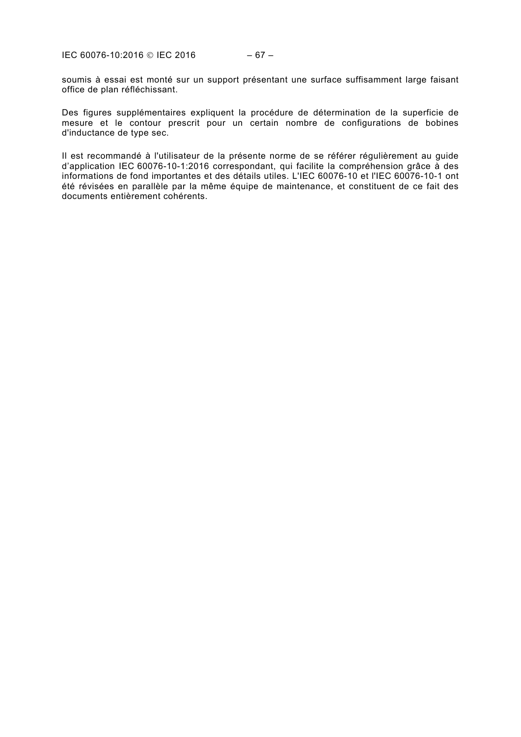soumis à essai est monté sur un support présentant une surface suffisamment large faisant office de plan réfléchissant.

Des figures supplémentaires expliquent la procédure de détermination de la superficie de mesure et le contour prescrit pour un certain nombre de configurations de bobines d'inductance de type sec.

Il est recommandé à l'utilisateur de la présente norme de se référer régulièrement au guide d'application IEC 60076-10-1:2016 correspondant, qui facilite la compréhension grâce à des informations de fond importantes et des détails utiles. L'IEC 60076-10 et l'IEC 60076-10-1 ont été révisées en parallèle par la même équipe de maintenance, et constituent de ce fait des documents entièrement cohérents.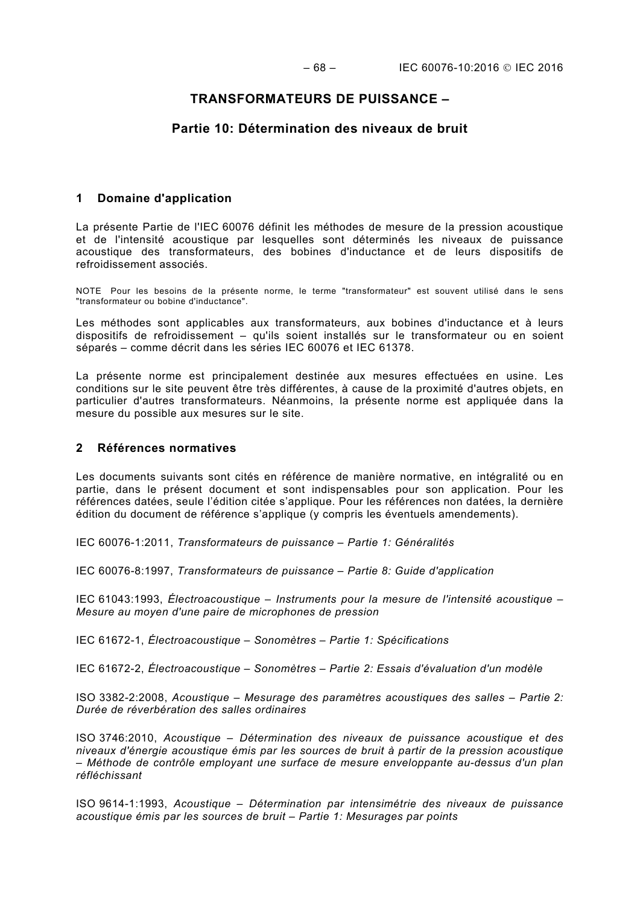# TRANSFORMATEURS DE PUISSANCE –

## Partie 10: Détermination des niveaux de bruit

## 1 Domaine d'application

La présente Partie de l'IEC 60076 définit les méthodes de mesure de la pression acoustique et de l'intensité acoustique par lesquelles sont déterminés les niveaux de puissance acoustique des transformateurs, des bobines d'inductance et de leurs dispositifs de refroidissement associés.

NOTE Pour les besoins de la présente norme, le terme "transformateur" est souvent utilisé dans le sens "transformateur ou bobine d'inductance".

Les méthodes sont applicables aux transformateurs, aux bobines d'inductance et à leurs dispositifs de refroidissement – qu'ils soient installés sur le transformateur ou en soient séparés – comme décrit dans les séries IEC 60076 et IEC 61378.

La présente norme est principalement destinée aux mesures effectuées en usine. Les conditions sur le site peuvent être très différentes, à cause de la proximité d'autres objets, en particulier d'autres transformateurs. Néanmoins, la présente norme est appliquée dans la mesure du possible aux mesures sur le site.

## 2 Références normatives

Les documents suivants sont cités en référence de manière normative, en intégralité ou en partie, dans le présent document et sont indispensables pour son application. Pour les références datées, seule l'édition citée s'applique. Pour les références non datées, la dernière édition du document de référence s'applique (y compris les éventuels amendements).

IEC 60076-1:2011, *Transformateurs de puissance – Partie 1: Généralités*

IEC 60076-8:1997, *Transformateurs de puissance – Partie 8: Guide d'application*

IEC 61043:1993, *Électroacoustique – Instruments pour la mesure de l'intensité acoustique – Mesure au moyen d'une paire de microphones de pression*

IEC 61672-1, *Électroacoustique – Sonomètres – Partie 1: Spécifications*

IEC 61672-2, *Électroacoustique – Sonomètres – Partie 2: Essais d'évaluation d'un modèle*

ISO 3382-2:2008, *Acoustique – Mesurage des paramètres acoustiques des salles – Partie 2: Durée de réverbération des salles ordinaires*

ISO 3746:2010, *Acoustique – Détermination des niveaux de puissance acoustique et des niveaux d'énergie acoustique émis par les sources de bruit à partir de la pression acoustique – Méthode de contrôle employant une surface de mesure enveloppante au-dessus d'un plan réfléchissant*

ISO 9614-1:1993, *Acoustique – Détermination par intensimétrie des niveaux de puissance acoustique émis par les sources de bruit – Partie 1: Mesurages par points*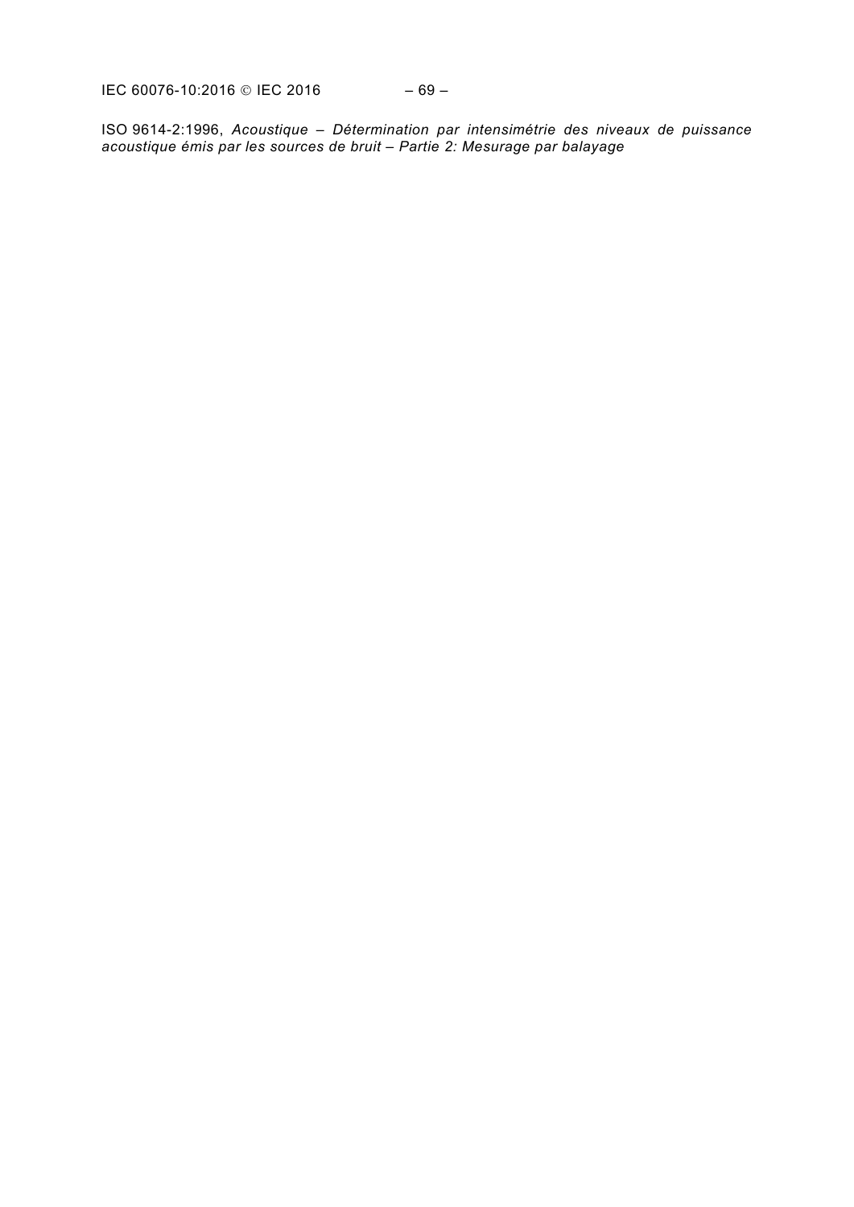ISO 9614-2:1996, *Acoustique – Détermination par intensimétrie des niveaux de puissance acoustique émis par les sources de bruit – Partie 2: Mesurage par balayage*